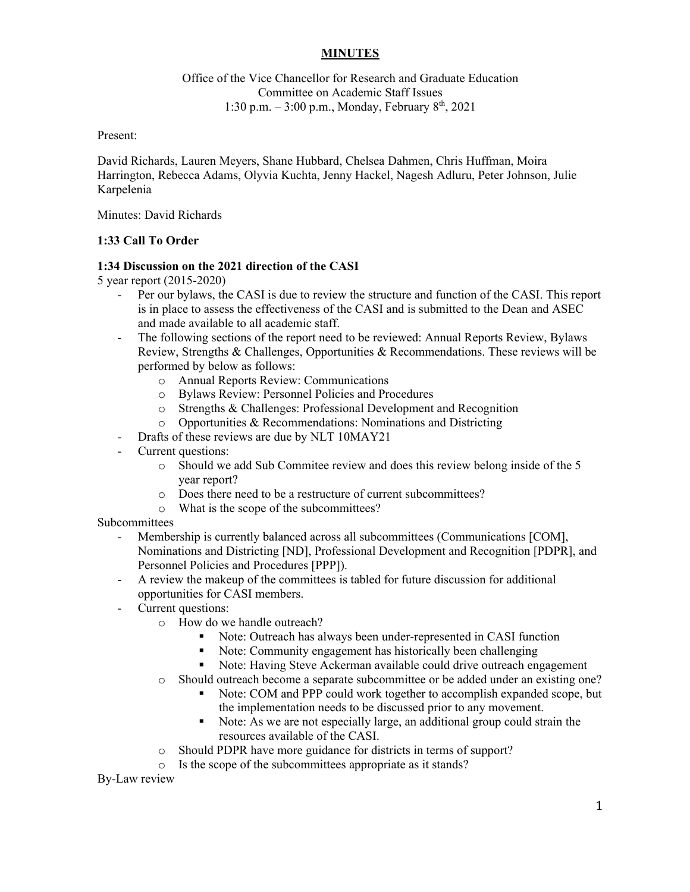# MINUTES

Office of the Vice Chancellor for Research and Graduate Education
Committee on Academic Staff Issues
1:30 p.m. – 3:00 p.m., Monday, February 8th, 2021

Present:

David Richards, Lauren Meyers, Shane Hubbard, Chelsea Dahmen, Chris Huffman, Moira Harrington, Rebecca Adams, Olyvia Kuchta, Jenny Hackel, Nagesh Adluru, Peter Johnson, Julie Karpelenia

Minutes: David Richards

**1:33 Call To Order**

**1:34 Discussion on the 2021 direction of the CASI**

5 year report (2015-2020)

- Per our bylaws, the CASI is due to review the structure and function of the CASI. This report is in place to assess the effectiveness of the CASI and is submitted to the Dean and ASEC and made available to all academic staff.
- The following sections of the report need to be reviewed: Annual Reports Review, Bylaws Review, Strengths & Challenges, Opportunities & Recommendations. These reviews will be performed by below as follows:
  - Annual Reports Review: Communications
  - Bylaws Review: Personnel Policies and Procedures
  - Strengths & Challenges: Professional Development and Recognition
  - Opportunities & Recommendations: Nominations and Districting
- Drafts of these reviews are due by NLT 10MAY21
- Current questions:
  - Should we add Sub Commitee review and does this review belong inside of the 5 year report?
  - Does there need to be a restructure of current subcommittees?
  - What is the scope of the subcommittees?

Subcommittees

- Membership is currently balanced across all subcommittees (Communications [COM], Nominations and Districting [ND], Professional Development and Recognition [PDPR], and Personnel Policies and Procedures [PPP]).
- A review the makeup of the committees is tabled for future discussion for additional opportunities for CASI members.
- Current questions:
  - How do we handle outreach?
    - Note: Outreach has always been under-represented in CASI function
    - Note: Community engagement has historically been challenging
    - Note: Having Steve Ackerman available could drive outreach engagement
  - Should outreach become a separate subcommittee or be added under an existing one?
    - Note: COM and PPP could work together to accomplish expanded scope, but the implementation needs to be discussed prior to any movement.
    - Note: As we are not especially large, an additional group could strain the resources available of the CASI.
  - Should PDPR have more guidance for districts in terms of support?
  - Is the scope of the subcommittees appropriate as it stands?

By-Law review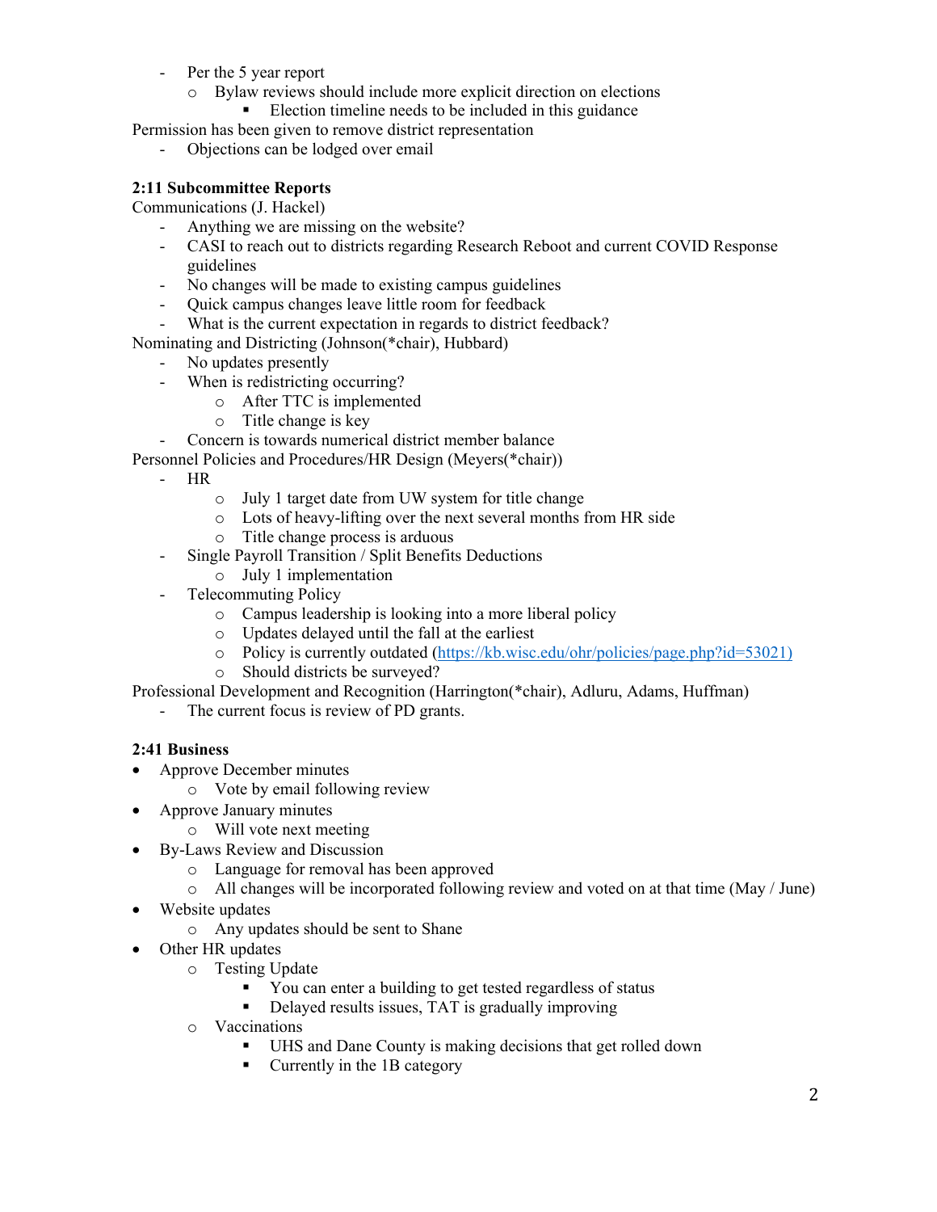- Per the 5 year report
  - Bylaw reviews should include more explicit direction on elections
    - Election timeline needs to be included in this guidance

Permission has been given to remove district representation

- Objections can be lodged over email

**2:11 Subcommittee Reports**

Communications (J. Hackel)

- Anything we are missing on the website?
- CASI to reach out to districts regarding Research Reboot and current COVID Response guidelines
- No changes will be made to existing campus guidelines
- Quick campus changes leave little room for feedback
- What is the current expectation in regards to district feedback?

Nominating and Districting (Johnson(*chair), Hubbard)

- No updates presently
- When is redistricting occurring?
  - After TTC is implemented
  - Title change is key
- Concern is towards numerical district member balance

Personnel Policies and Procedures/HR Design (Meyers(*chair))

- HR
  - July 1 target date from UW system for title change
  - Lots of heavy-lifting over the next several months from HR side
  - Title change process is arduous
- Single Payroll Transition / Split Benefits Deductions
  - July 1 implementation
- Telecommuting Policy
  - Campus leadership is looking into a more liberal policy
  - Updates delayed until the fall at the earliest
  - Policy is currently outdated (https://kb.wisc.edu/ohr/policies/page.php?id=53021)
  - Should districts be surveyed?

Professional Development and Recognition (Harrington(*chair), Adluru, Adams, Huffman)

- The current focus is review of PD grants.

**2:41 Business**

- Approve December minutes
  - Vote by email following review
- Approve January minutes
  - Will vote next meeting
- By-Laws Review and Discussion
  - Language for removal has been approved
  - All changes will be incorporated following review and voted on at that time (May / June)
- Website updates
  - Any updates should be sent to Shane
- Other HR updates
  - Testing Update
    - You can enter a building to get tested regardless of status
    - Delayed results issues, TAT is gradually improving
  - Vaccinations
    - UHS and Dane County is making decisions that get rolled down
    - Currently in the 1B category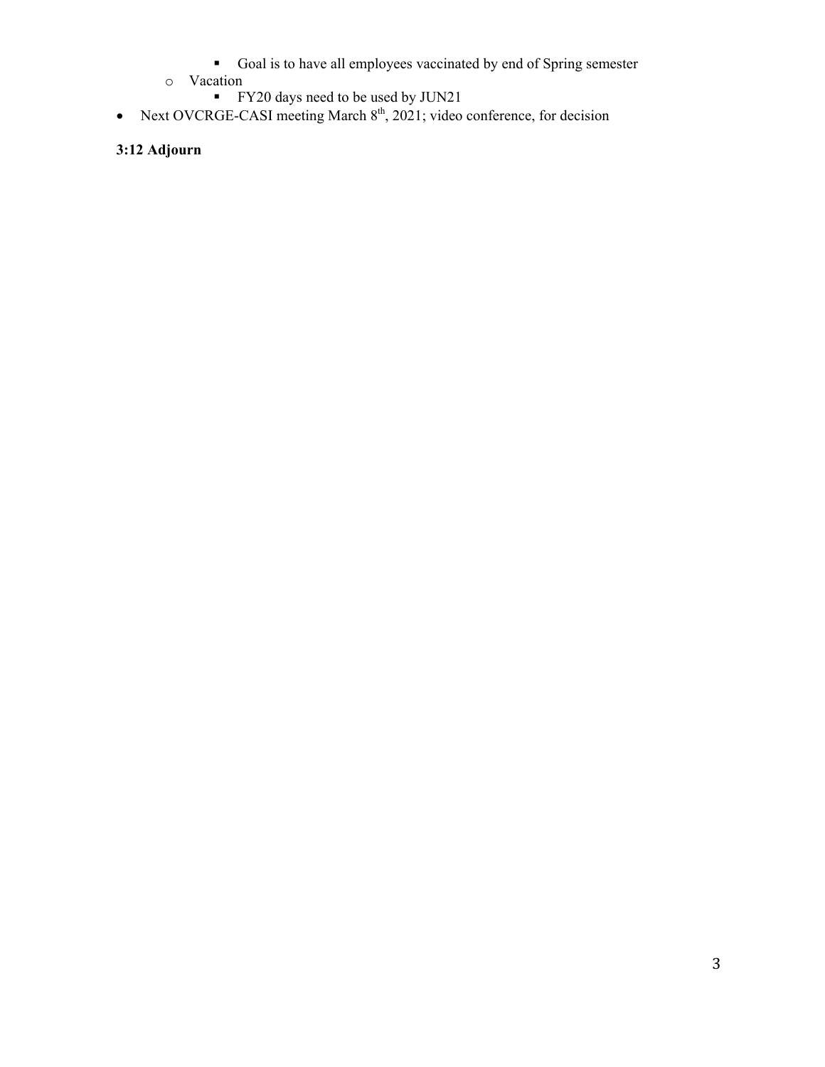- Goal is to have all employees vaccinated by end of Spring semester
  - Vacation
    - FY20 days need to be used by JUN21
- Next OVCRGE-CASI meeting March 8th, 2021; video conference, for decision

**3:12 Adjourn**